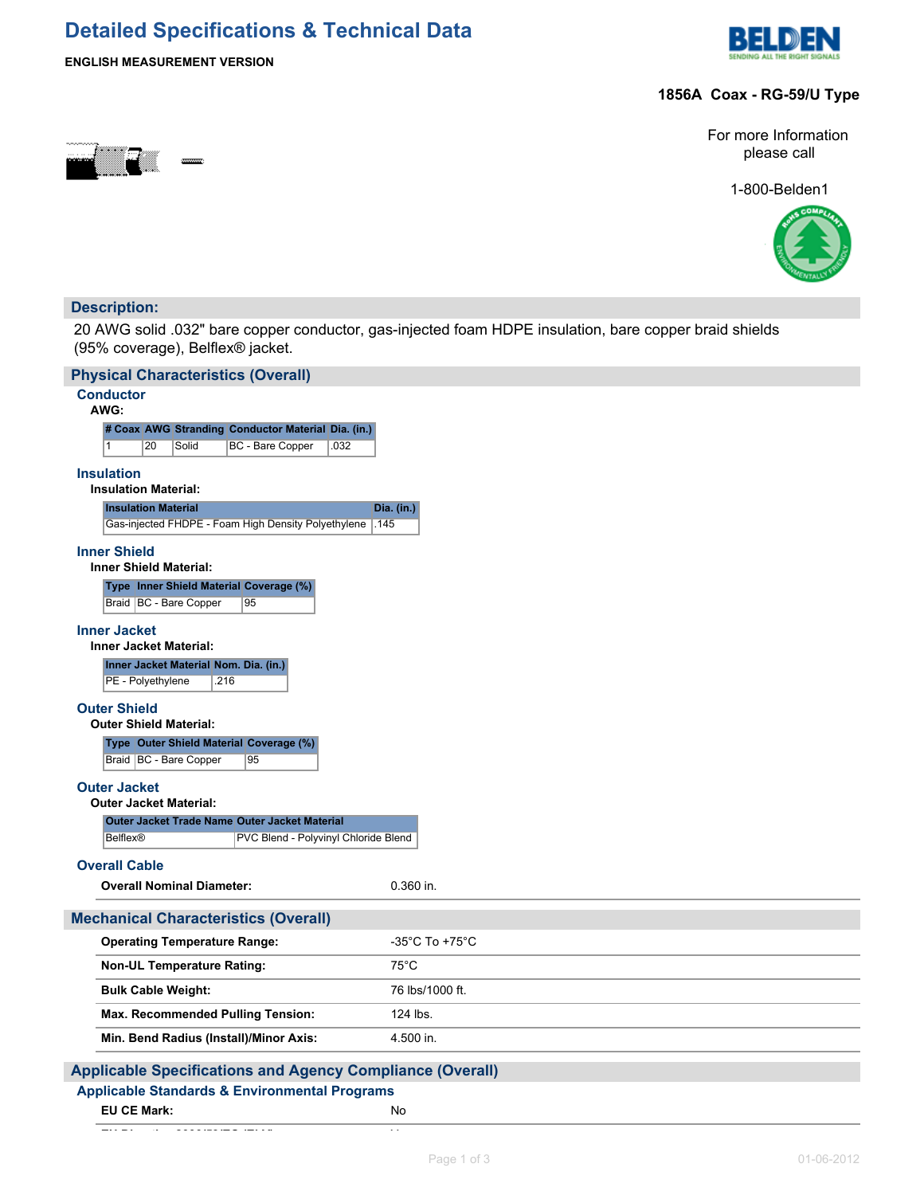# Detailed Specifications & Technical Data

**ENGLISH MEASUREMENT VERSION**

**1856A Coax - RG-59/U Type**

For more Information please call

1-800-Belden1

## Description:

20 AWG solid .032" bare copper conductor, gas-injected foam HDPE insulation, bare copper braid shields (95% coverage), Belflex® jacket.

## Physical Characteristics (Overall)

### Conductor

**AWG:**

| # Coax | AWG | Stranding | Conductor Material | Dia. (in.) |
|---|---|---|---|---|
| 1 | 20 | Solid | BC - Bare Copper | .032 |

### Insulation

**Insulation Material:**

| Insulation Material | Dia. (in.) |
|---|---|
| Gas-injected FHDPE - Foam High Density Polyethylene | .145 |

### Inner Shield

**Inner Shield Material:**

| Type | Inner Shield Material | Coverage (%) |
|---|---|---|
| Braid | BC - Bare Copper | 95 |

### Inner Jacket

**Inner Jacket Material:**

| Inner Jacket Material | Nom. Dia. (in.) |
|---|---|
| PE - Polyethylene | .216 |

### Outer Shield

**Outer Shield Material:**

| Type | Outer Shield Material | Coverage (%) |
|---|---|---|
| Braid | BC - Bare Copper | 95 |

### Outer Jacket

**Outer Jacket Material:**

| Outer Jacket Trade Name | Outer Jacket Material |
|---|---|
| Belflex® | PVC Blend - Polyvinyl Chloride Blend |

### Overall Cable

| | |
|---|---|
| **Overall Nominal Diameter:** | 0.360 in. |

## Mechanical Characteristics (Overall)

| | |
|---|---|
| **Operating Temperature Range:** | -35°C To +75°C |
| **Non-UL Temperature Rating:** | 75°C |
| **Bulk Cable Weight:** | 76 lbs/1000 ft. |
| **Max. Recommended Pulling Tension:** | 124 lbs. |
| **Min. Bend Radius (Install)/Minor Axis:** | 4.500 in. |

## Applicable Specifications and Agency Compliance (Overall)

### Applicable Standards & Environmental Programs

| | |
|---|---|
| **EU CE Mark:** | No |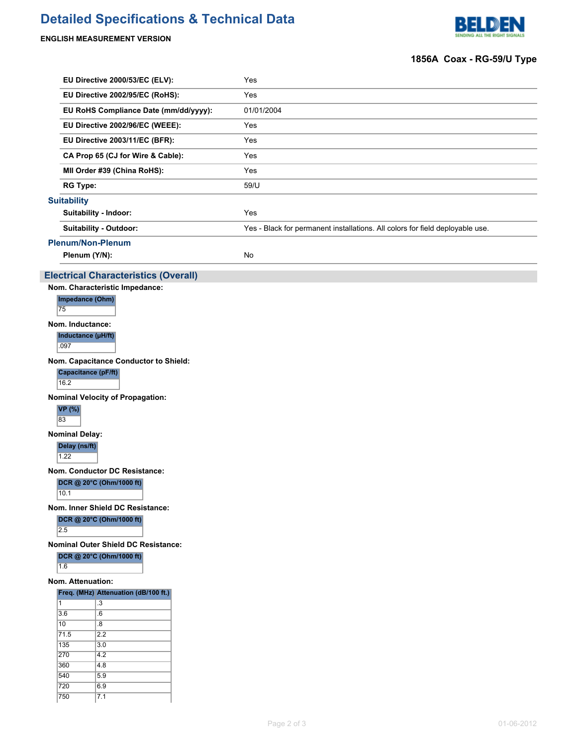# Detailed Specifications & Technical Data

**ENGLISH MEASUREMENT VERSION**

**1856A Coax - RG-59/U Type**

| | |
|---|---|
| **EU Directive 2000/53/EC (ELV):** | Yes |
| **EU Directive 2002/95/EC (RoHS):** | Yes |
| **EU RoHS Compliance Date (mm/dd/yyyy):** | 01/01/2004 |
| **EU Directive 2002/96/EC (WEEE):** | Yes |
| **EU Directive 2003/11/EC (BFR):** | Yes |
| **CA Prop 65 (CJ for Wire & Cable):** | Yes |
| **MII Order #39 (China RoHS):** | Yes |
| **RG Type:** | 59/U |

### Suitability

| | |
|---|---|
| **Suitability - Indoor:** | Yes |
| **Suitability - Outdoor:** | Yes - Black for permanent installations. All colors for field deployable use. |

### Plenum/Non-Plenum

| | |
|---|---|
| **Plenum (Y/N):** | No |

## Electrical Characteristics (Overall)

**Nom. Characteristic Impedance:**

| Impedance (Ohm) |
|---|
| 75 |

**Nom. Inductance:**

| Inductance (µH/ft) |
|---|
| .097 |

**Nom. Capacitance Conductor to Shield:**

| Capacitance (pF/ft) |
|---|
| 16.2 |

**Nominal Velocity of Propagation:**

| VP (%) |
|---|
| 83 |

**Nominal Delay:**

| Delay (ns/ft) |
|---|
| 1.22 |

**Nom. Conductor DC Resistance:**

| DCR @ 20°C (Ohm/1000 ft) |
|---|
| 10.1 |

**Nom. Inner Shield DC Resistance:**

| DCR @ 20°C (Ohm/1000 ft) |
|---|
| 2.5 |

**Nominal Outer Shield DC Resistance:**

| DCR @ 20°C (Ohm/1000 ft) |
|---|
| 1.6 |

**Nom. Attenuation:**

| Freq. (MHz) | Attenuation (dB/100 ft.) |
|---|---|
| 1 | .3 |
| 3.6 | .6 |
| 10 | .8 |
| 71.5 | 2.2 |
| 135 | 3.0 |
| 270 | 4.2 |
| 360 | 4.8 |
| 540 | 5.9 |
| 720 | 6.9 |
| 750 | 7.1 |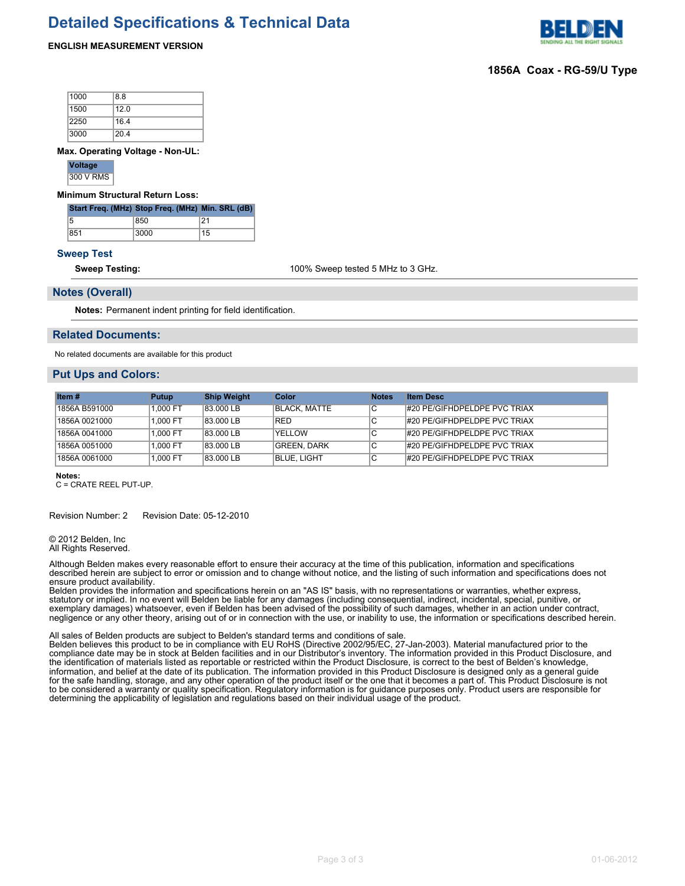| | |
|---|---|
| 1000 | 8.8 |
| 1500 | 12.0 |
| 2250 | 16.4 |
| 3000 | 20.4 |

**Max. Operating Voltage - Non-UL:**

| Voltage |
|---|
| 300 V RMS |

**Minimum Structural Return Loss:**

| Start Freq. (MHz) | Stop Freq. (MHz) | Min. SRL (dB) |
|---|---|---|
| 5 | 850 | 21 |
| 851 | 3000 | 15 |

### Sweep Test

**Sweep Testing:** 100% Sweep tested 5 MHz to 3 GHz.

## Notes (Overall)

**Notes:** Permanent indent printing for field identification.

## Related Documents:

No related documents are available for this product

## Put Ups and Colors:

| Item # | Putup | Ship Weight | Color | Notes | Item Desc |
|---|---|---|---|---|---|
| 1856A B591000 | 1,000 FT | 83.000 LB | BLACK, MATTE | C | #20 PE/GIFHDPELDPE PVC TRIAX |
| 1856A 0021000 | 1,000 FT | 83.000 LB | RED | C | #20 PE/GIFHDPELDPE PVC TRIAX |
| 1856A 0041000 | 1,000 FT | 83.000 LB | YELLOW | C | #20 PE/GIFHDPELDPE PVC TRIAX |
| 1856A 0051000 | 1,000 FT | 83.000 LB | GREEN, DARK | C | #20 PE/GIFHDPELDPE PVC TRIAX |
| 1856A 0061000 | 1,000 FT | 83.000 LB | BLUE, LIGHT | C | #20 PE/GIFHDPELDPE PVC TRIAX |

**Notes:**
C = CRATE REEL PUT-UP.

Revision Number: 2 Revision Date: 05-12-2010

© 2012 Belden, Inc
All Rights Reserved.

Although Belden makes every reasonable effort to ensure their accuracy at the time of this publication, information and specifications described herein are subject to error or omission and to change without notice, and the listing of such information and specifications does not ensure product availability.
Belden provides the information and specifications herein on an "AS IS" basis, with no representations or warranties, whether express, statutory or implied. In no event will Belden be liable for any damages (including consequential, indirect, incidental, special, punitive, or exemplary damages) whatsoever, even if Belden has been advised of the possibility of such damages, whether in an action under contract, negligence or any other theory, arising out of or in connection with the use, or inability to use, the information or specifications described herein.

All sales of Belden products are subject to Belden's standard terms and conditions of sale.
Belden believes this product to be in compliance with EU RoHS (Directive 2002/95/EC, 27-Jan-2003). Material manufactured prior to the compliance date may be in stock at Belden facilities and in our Distributor's inventory. The information provided in this Product Disclosure, and the identification of materials listed as reportable or restricted within the Product Disclosure, is correct to the best of Belden's knowledge, information, and belief at the date of its publication. The information provided in this Product Disclosure is designed only as a general guide for the safe handling, storage, and any other operation of the product itself or the one that it becomes a part of. This Product Disclosure is not to be considered a warranty or quality specification. Regulatory information is for guidance purposes only. Product users are responsible for determining the applicability of legislation and regulations based on their individual usage of the product.